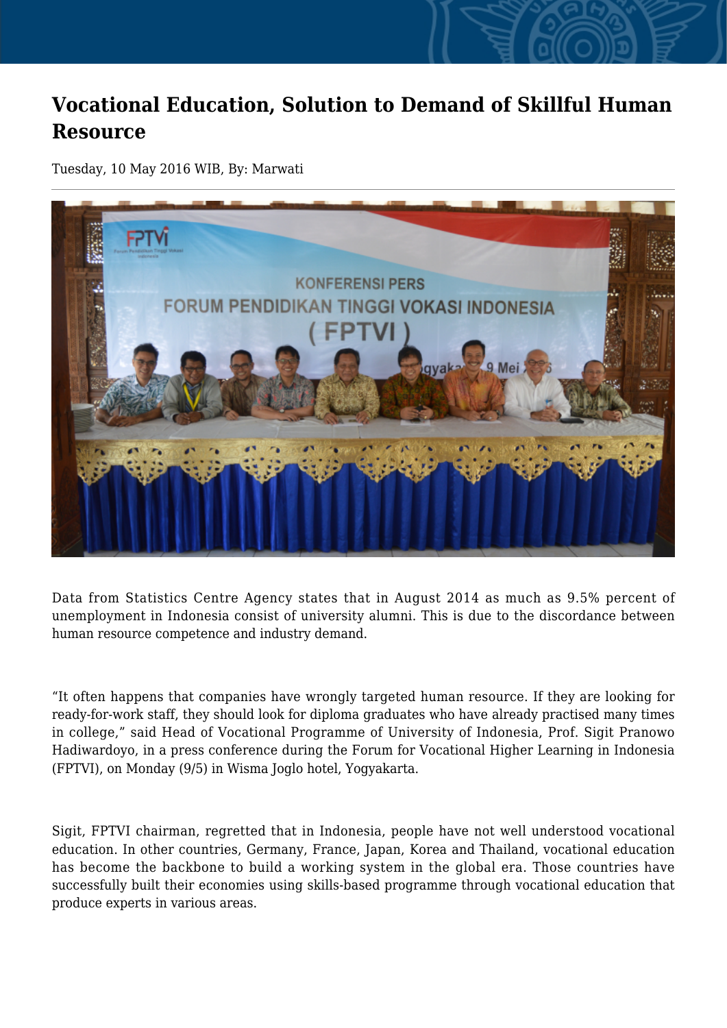# Vocational Education, Solution to Demand of Skillful Human Resource

Tuesday, 10 May 2016 WIB, By: Marwati

Data from Statistics Centre Agency states that in August 2014 as much as 9.5% percent of unemployment in Indonesia consist of university alumni. This is due to the discordance between human resource competence and industry demand.

“It often happens that companies have wrongly targeted human resource. If they are looking for ready-for-work staff, they should look for diploma graduates who have already practised many times in college,” said Head of Vocational Programme of University of Indonesia, Prof. Sigit Pranowo Hadiwardoyo, in a press conference during the Forum for Vocational Higher Learning in Indonesia (FPTVI), on Monday (9/5) in Wisma Joglo hotel, Yogyakarta.

Sigit, FPTVI chairman, regretted that in Indonesia, people have not well understood vocational education. In other countries, Germany, France, Japan, Korea and Thailand, vocational education has become the backbone to build a working system in the global era. Those countries have successfully built their economies using skills-based programme through vocational education that produce experts in various areas.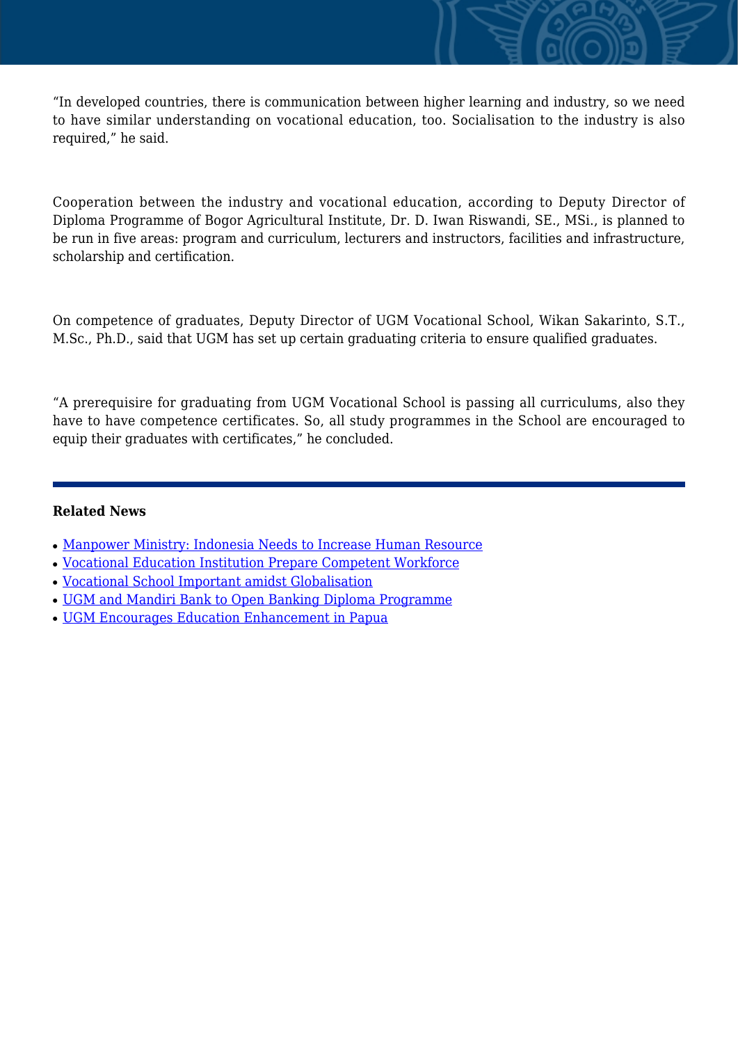"In developed countries, there is communication between higher learning and industry, so we need to have similar understanding on vocational education, too. Socialisation to the industry is also required," he said.

Cooperation between the industry and vocational education, according to Deputy Director of Diploma Programme of Bogor Agricultural Institute, Dr. D. Iwan Riswandi, SE., MSi., is planned to be run in five areas: program and curriculum, lecturers and instructors, facilities and infrastructure, scholarship and certification.

On competence of graduates, Deputy Director of UGM Vocational School, Wikan Sakarinto, S.T., M.Sc., Ph.D., said that UGM has set up certain graduating criteria to ensure qualified graduates.

"A prerequisire for graduating from UGM Vocational School is passing all curriculums, also they have to have competence certificates. So, all study programmes in the School are encouraged to equip their graduates with certificates," he concluded.

---

**Related News**

- Manpower Ministry: Indonesia Needs to Increase Human Resource
- Vocational Education Institution Prepare Competent Workforce
- Vocational School Important amidst Globalisation
- UGM and Mandiri Bank to Open Banking Diploma Programme
- UGM Encourages Education Enhancement in Papua